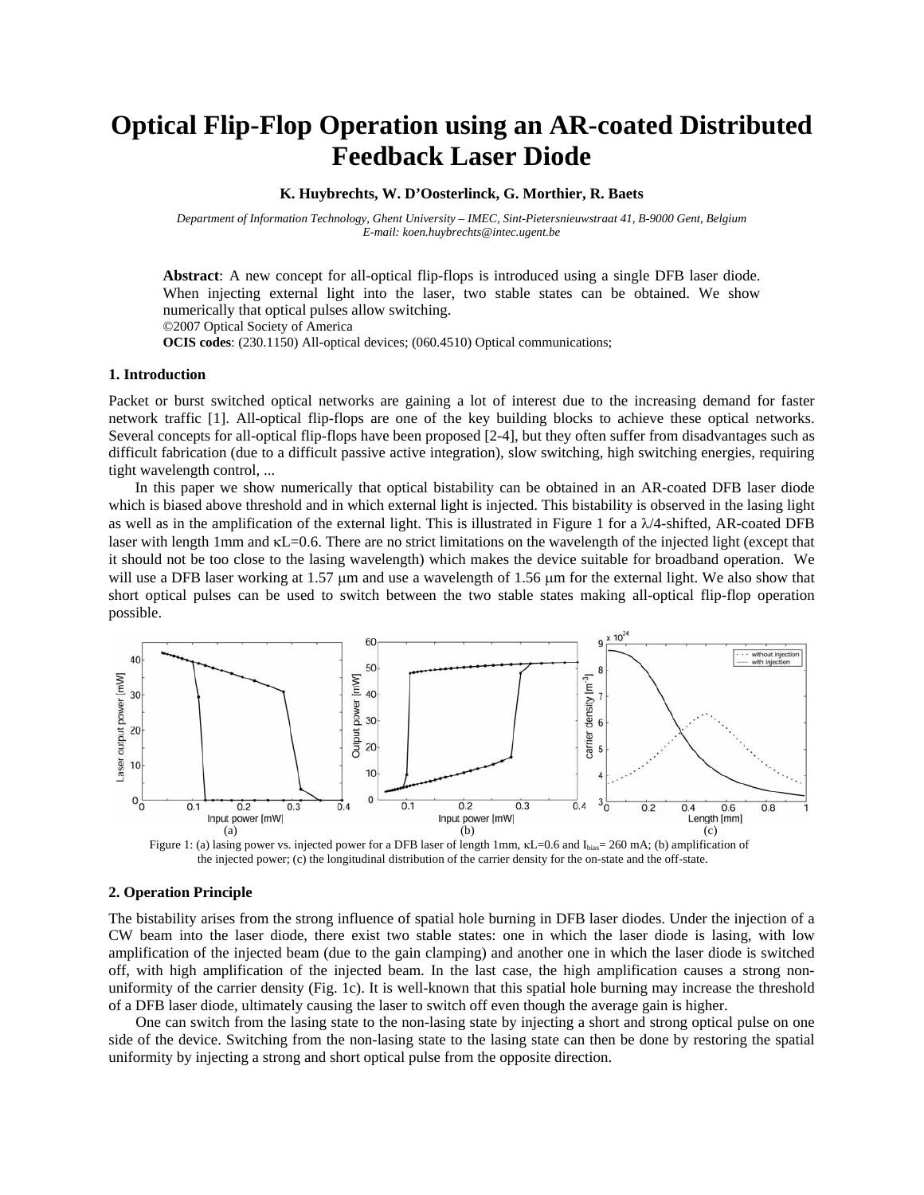# Optical Flip-Flop Operation using an AR-coated Distributed Feedback Laser Diode

**K. Huybrechts, W. D'Oosterlinck, G. Morthier, R. Baets**

*Department of Information Technology, Ghent University – IMEC, Sint-Pietersnieuwstraat 41, B-9000 Gent, Belgium*
*E-mail: koen.huybrechts@intec.ugent.be*

**Abstract**: A new concept for all-optical flip-flops is introduced using a single DFB laser diode. When injecting external light into the laser, two stable states can be obtained. We show numerically that optical pulses allow switching.
©2007 Optical Society of America
**OCIS codes**: (230.1150) All-optical devices; (060.4510) Optical communications;

### 1. Introduction

Packet or burst switched optical networks are gaining a lot of interest due to the increasing demand for faster network traffic [1]. All-optical flip-flops are one of the key building blocks to achieve these optical networks. Several concepts for all-optical flip-flops have been proposed [2-4], but they often suffer from disadvantages such as difficult fabrication (due to a difficult passive active integration), slow switching, high switching energies, requiring tight wavelength control, ...

In this paper we show numerically that optical bistability can be obtained in an AR-coated DFB laser diode which is biased above threshold and in which external light is injected. This bistability is observed in the lasing light as well as in the amplification of the external light. This is illustrated in Figure 1 for a $\lambda/4$-shifted, AR-coated DFB laser with length 1mm and $\kappa L=0.6$. There are no strict limitations on the wavelength of the injected light (except that it should not be too close to the lasing wavelength) which makes the device suitable for broadband operation. We will use a DFB laser working at 1.57 μm and use a wavelength of 1.56 μm for the external light. We also show that short optical pulses can be used to switch between the two stable states making all-optical flip-flop operation possible.

Figure 1: (a) lasing power vs. injected power for a DFB laser of length 1mm, $\kappa L=0.6$ and $I_{bias}$= 260 mA; (b) amplification of the injected power; (c) the longitudinal distribution of the carrier density for the on-state and the off-state.

### 2. Operation Principle

The bistability arises from the strong influence of spatial hole burning in DFB laser diodes. Under the injection of a CW beam into the laser diode, there exist two stable states: one in which the laser diode is lasing, with low amplification of the injected beam (due to the gain clamping) and another one in which the laser diode is switched off, with high amplification of the injected beam. In the last case, the high amplification causes a strong non-uniformity of the carrier density (Fig. 1c). It is well-known that this spatial hole burning may increase the threshold of a DFB laser diode, ultimately causing the laser to switch off even though the average gain is higher.

One can switch from the lasing state to the non-lasing state by injecting a short and strong optical pulse on one side of the device. Switching from the non-lasing state to the lasing state can then be done by restoring the spatial uniformity by injecting a strong and short optical pulse from the opposite direction.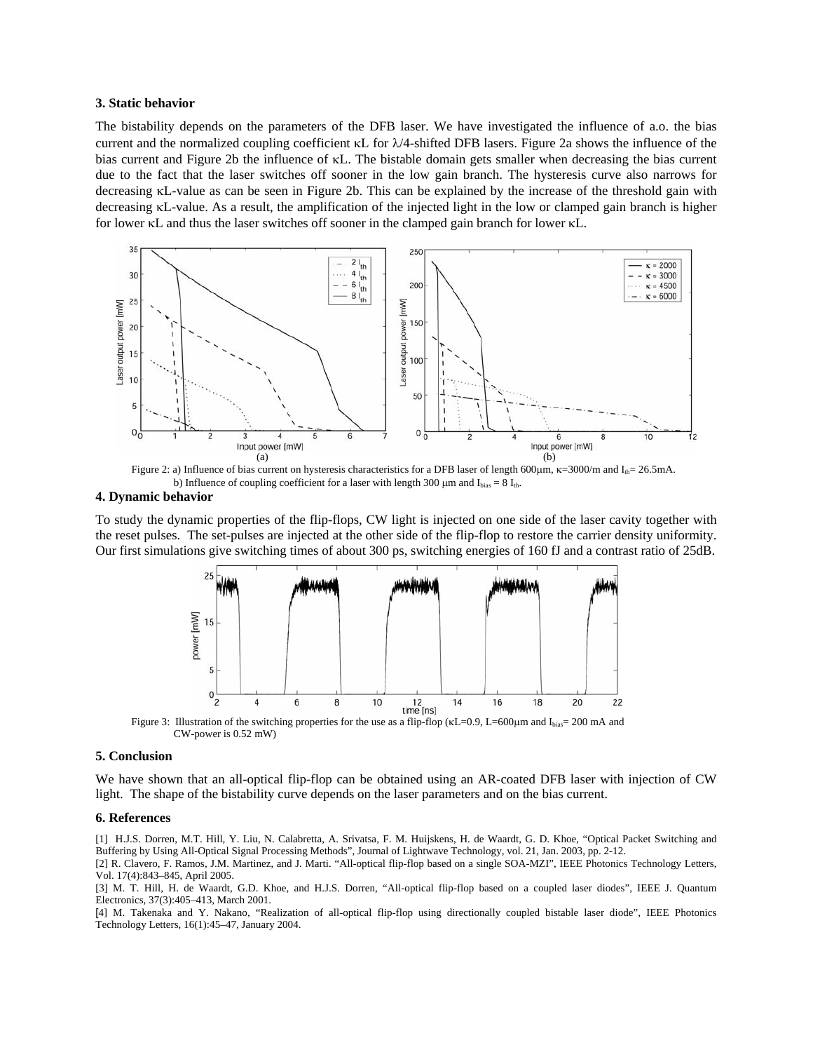### 3. Static behavior

The bistability depends on the parameters of the DFB laser. We have investigated the influence of a.o. the bias current and the normalized coupling coefficient κL for λ/4-shifted DFB lasers. Figure 2a shows the influence of the bias current and Figure 2b the influence of κL. The bistable domain gets smaller when decreasing the bias current due to the fact that the laser switches off sooner in the low gain branch. The hysteresis curve also narrows for decreasing κL-value as can be seen in Figure 2b. This can be explained by the increase of the threshold gain with decreasing κL-value. As a result, the amplification of the injected light in the low or clamped gain branch is higher for lower κL and thus the laser switches off sooner in the clamped gain branch for lower κL.

Laser output power [mW]
Input power [mW]
2 $I_{th}$
4 $I_{th}$
6 $I_{th}$
8 $I_{th}$
(a)

Laser output power [mW]
Input power [mW]
κ = 2000
κ = 3000
κ = 4500
κ = 6000
(b)

Figure 2: a) Influence of bias current on hysteresis characteristics for a DFB laser of length 600μm, κ=3000/m and $I_{th}$= 26.5mA. b) Influence of coupling coefficient for a laser with length 300 μm and $I_{bias}$ = 8 $I_{th}$.

### 4. Dynamic behavior

To study the dynamic properties of the flip-flops, CW light is injected on one side of the laser cavity together with the reset pulses. The set-pulses are injected at the other side of the flip-flop to restore the carrier density uniformity. Our first simulations give switching times of about 300 ps, switching energies of 160 fJ and a contrast ratio of 25dB.

power [mW]
time [ns]

Figure 3: Illustration of the switching properties for the use as a flip-flop (κL=0.9, L=600μm and $I_{bias}$= 200 mA and CW-power is 0.52 mW)

### 5. Conclusion

We have shown that an all-optical flip-flop can be obtained using an AR-coated DFB laser with injection of CW light. The shape of the bistability curve depends on the laser parameters and on the bias current.

### 6. References

[1] H.J.S. Dorren, M.T. Hill, Y. Liu, N. Calabretta, A. Srivatsa, F. M. Huijskens, H. de Waardt, G. D. Khoe, "Optical Packet Switching and Buffering by Using All-Optical Signal Processing Methods", Journal of Lightwave Technology, vol. 21, Jan. 2003, pp. 2-12.

[2] R. Clavero, F. Ramos, J.M. Martinez, and J. Marti. "All-optical flip-flop based on a single SOA-MZI", IEEE Photonics Technology Letters, Vol. 17(4):843–845, April 2005.

[3] M. T. Hill, H. de Waardt, G.D. Khoe, and H.J.S. Dorren, "All-optical flip-flop based on a coupled laser diodes", IEEE J. Quantum Electronics, 37(3):405–413, March 2001.

[4] M. Takenaka and Y. Nakano, "Realization of all-optical flip-flop using directionally coupled bistable laser diode", IEEE Photonics Technology Letters, 16(1):45–47, January 2004.